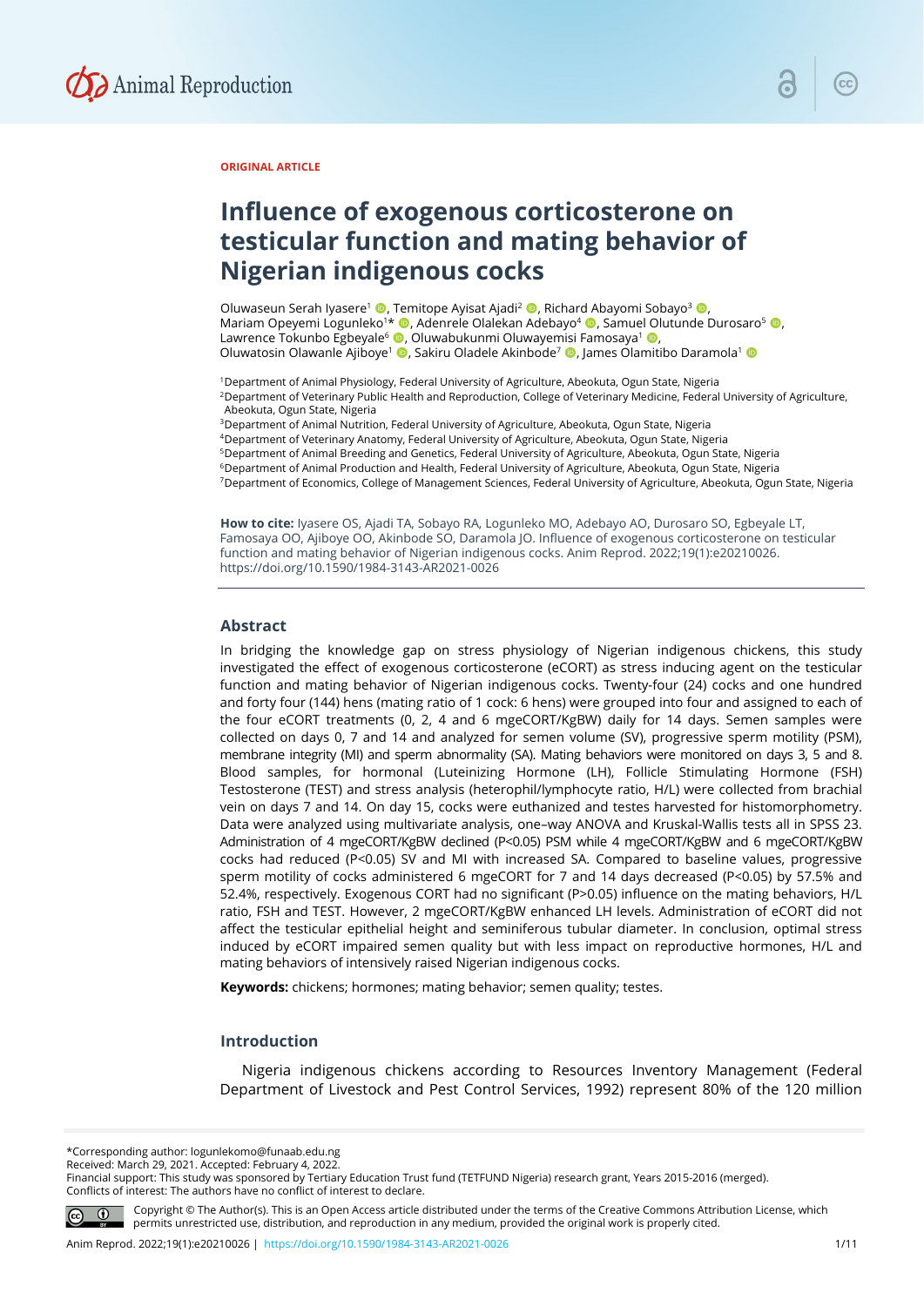ORIGINAL ARTICLE

# Influence of exogenous corticosterone on testicular function and mating behavior of Nigerian indigenous cocks

Oluwaseun Serah Iyasere[1], Temitope Ayisat Ajadi[2], Richard Abayomi Sobayo[3], Mariam Opeyemi Logunleko[1]*, Adenrele Olalekan Adebayo[4], Samuel Olutunde Durosaro[5], Lawrence Tokunbo Egbeyale[6], Oluwabukunmi Oluwayemisi Famosaya[1], Oluwatosin Olawanle Ajiboye[1], Sakiru Oladele Akinbode[7], James Olamitibo Daramola[1]

[1]Department of Animal Physiology, Federal University of Agriculture, Abeokuta, Ogun State, Nigeria
[2]Department of Veterinary Public Health and Reproduction, College of Veterinary Medicine, Federal University of Agriculture, Abeokuta, Ogun State, Nigeria
[3]Department of Animal Nutrition, Federal University of Agriculture, Abeokuta, Ogun State, Nigeria
[4]Department of Veterinary Anatomy, Federal University of Agriculture, Abeokuta, Ogun State, Nigeria
[5]Department of Animal Breeding and Genetics, Federal University of Agriculture, Abeokuta, Ogun State, Nigeria
[6]Department of Animal Production and Health, Federal University of Agriculture, Abeokuta, Ogun State, Nigeria
[7]Department of Economics, College of Management Sciences, Federal University of Agriculture, Abeokuta, Ogun State, Nigeria

**How to cite:** Iyasere OS, Ajadi TA, Sobayo RA, Logunleko MO, Adebayo AO, Durosaro SO, Egbeyale LT, Famosaya OO, Ajiboye OO, Akinbode SO, Daramola JO. Influence of exogenous corticosterone on testicular function and mating behavior of Nigerian indigenous cocks. Anim Reprod. 2022;19(1):e20210026. https://doi.org/10.1590/1984-3143-AR2021-0026

## Abstract

In bridging the knowledge gap on stress physiology of Nigerian indigenous chickens, this study investigated the effect of exogenous corticosterone (eCORT) as stress inducing agent on the testicular function and mating behavior of Nigerian indigenous cocks. Twenty-four (24) cocks and one hundred and forty four (144) hens (mating ratio of 1 cock: 6 hens) were grouped into four and assigned to each of the four eCORT treatments (0, 2, 4 and 6 mgeCORT/KgBW) daily for 14 days. Semen samples were collected on days 0, 7 and 14 and analyzed for semen volume (SV), progressive sperm motility (PSM), membrane integrity (MI) and sperm abnormality (SA). Mating behaviors were monitored on days 3, 5 and 8. Blood samples, for hormonal (Luteinizing Hormone (LH), Follicle Stimulating Hormone (FSH) Testosterone (TEST) and stress analysis (heterophil/lymphocyte ratio, H/L) were collected from brachial vein on days 7 and 14. On day 15, cocks were euthanized and testes harvested for histomorphometry. Data were analyzed using multivariate analysis, one–way ANOVA and Kruskal-Wallis tests all in SPSS 23. Administration of 4 mgeCORT/KgBW declined ($P<0.05$) PSM while 4 mgeCORT/KgBW and 6 mgeCORT/KgBW cocks had reduced ($P<0.05$) SV and MI with increased SA. Compared to baseline values, progressive sperm motility of cocks administered 6 mgeCORT for 7 and 14 days decreased ($P<0.05$) by 57.5% and 52.4%, respectively. Exogenous CORT had no significant ($P>0.05$) influence on the mating behaviors, H/L ratio, FSH and TEST. However, 2 mgeCORT/KgBW enhanced LH levels. Administration of eCORT did not affect the testicular epithelial height and seminiferous tubular diameter. In conclusion, optimal stress induced by eCORT impaired semen quality but with less impact on reproductive hormones, H/L and mating behaviors of intensively raised Nigerian indigenous cocks.

**Keywords:** chickens; hormones; mating behavior; semen quality; testes.

## Introduction

Nigeria indigenous chickens according to Resources Inventory Management (Federal Department of Livestock and Pest Control Services, 1992) represent 80% of the 120 million

---

*Corresponding author: logunlekomo@funaab.edu.ng
Received: March 29, 2021. Accepted: February 4, 2022.
Financial support: This study was sponsored by Tertiary Education Trust fund (TETFUND Nigeria) research grant, Years 2015-2016 (merged).
Conflicts of interest: The authors have no conflict of interest to declare.

Copyright © The Author(s). This is an Open Access article distributed under the terms of the Creative Commons Attribution License, which permits unrestricted use, distribution, and reproduction in any medium, provided the original work is properly cited.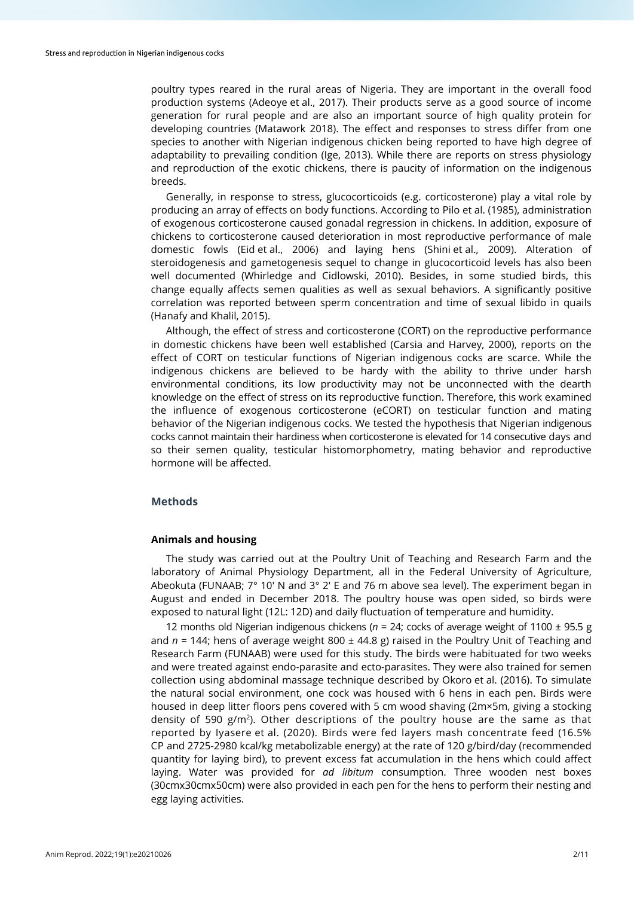poultry types reared in the rural areas of Nigeria. They are important in the overall food production systems (Adeoye et al., 2017). Their products serve as a good source of income generation for rural people and are also an important source of high quality protein for developing countries (Matawork 2018). The effect and responses to stress differ from one species to another with Nigerian indigenous chicken being reported to have high degree of adaptability to prevailing condition (Ige, 2013). While there are reports on stress physiology and reproduction of the exotic chickens, there is paucity of information on the indigenous breeds.

Generally, in response to stress, glucocorticoids (e.g. corticosterone) play a vital role by producing an array of effects on body functions. According to Pilo et al. (1985), administration of exogenous corticosterone caused gonadal regression in chickens. In addition, exposure of chickens to corticosterone caused deterioration in most reproductive performance of male domestic fowls (Eid et al., 2006) and laying hens (Shini et al., 2009). Alteration of steroidogenesis and gametogenesis sequel to change in glucocorticoid levels has also been well documented (Whirledge and Cidlowski, 2010). Besides, in some studied birds, this change equally affects semen qualities as well as sexual behaviors. A significantly positive correlation was reported between sperm concentration and time of sexual libido in quails (Hanafy and Khalil, 2015).

Although, the effect of stress and corticosterone (CORT) on the reproductive performance in domestic chickens have been well established (Carsia and Harvey, 2000), reports on the effect of CORT on testicular functions of Nigerian indigenous cocks are scarce. While the indigenous chickens are believed to be hardy with the ability to thrive under harsh environmental conditions, its low productivity may not be unconnected with the dearth knowledge on the effect of stress on its reproductive function. Therefore, this work examined the influence of exogenous corticosterone (eCORT) on testicular function and mating behavior of the Nigerian indigenous cocks. We tested the hypothesis that Nigerian indigenous cocks cannot maintain their hardiness when corticosterone is elevated for 14 consecutive days and so their semen quality, testicular histomorphometry, mating behavior and reproductive hormone will be affected.

## Methods

### Animals and housing

The study was carried out at the Poultry Unit of Teaching and Research Farm and the laboratory of Animal Physiology Department, all in the Federal University of Agriculture, Abeokuta (FUNAAB; 7° 10' N and 3° 2' E and 76 m above sea level). The experiment began in August and ended in December 2018. The poultry house was open sided, so birds were exposed to natural light (12L: 12D) and daily fluctuation of temperature and humidity.

12 months old Nigerian indigenous chickens (*n* = 24; cocks of average weight of 1100 ± 95.5 g and *n* = 144; hens of average weight 800 ± 44.8 g) raised in the Poultry Unit of Teaching and Research Farm (FUNAAB) were used for this study. The birds were habituated for two weeks and were treated against endo-parasite and ecto-parasites. They were also trained for semen collection using abdominal massage technique described by Okoro et al. (2016). To simulate the natural social environment, one cock was housed with 6 hens in each pen. Birds were housed in deep litter floors pens covered with 5 cm wood shaving (2m×5m, giving a stocking density of 590 g/m$^2$). Other descriptions of the poultry house are the same as that reported by Iyasere et al. (2020). Birds were fed layers mash concentrate feed (16.5% CP and 2725-2980 kcal/kg metabolizable energy) at the rate of 120 g/bird/day (recommended quantity for laying bird), to prevent excess fat accumulation in the hens which could affect laying. Water was provided for *ad libitum* consumption. Three wooden nest boxes (30cmx30cmx50cm) were also provided in each pen for the hens to perform their nesting and egg laying activities.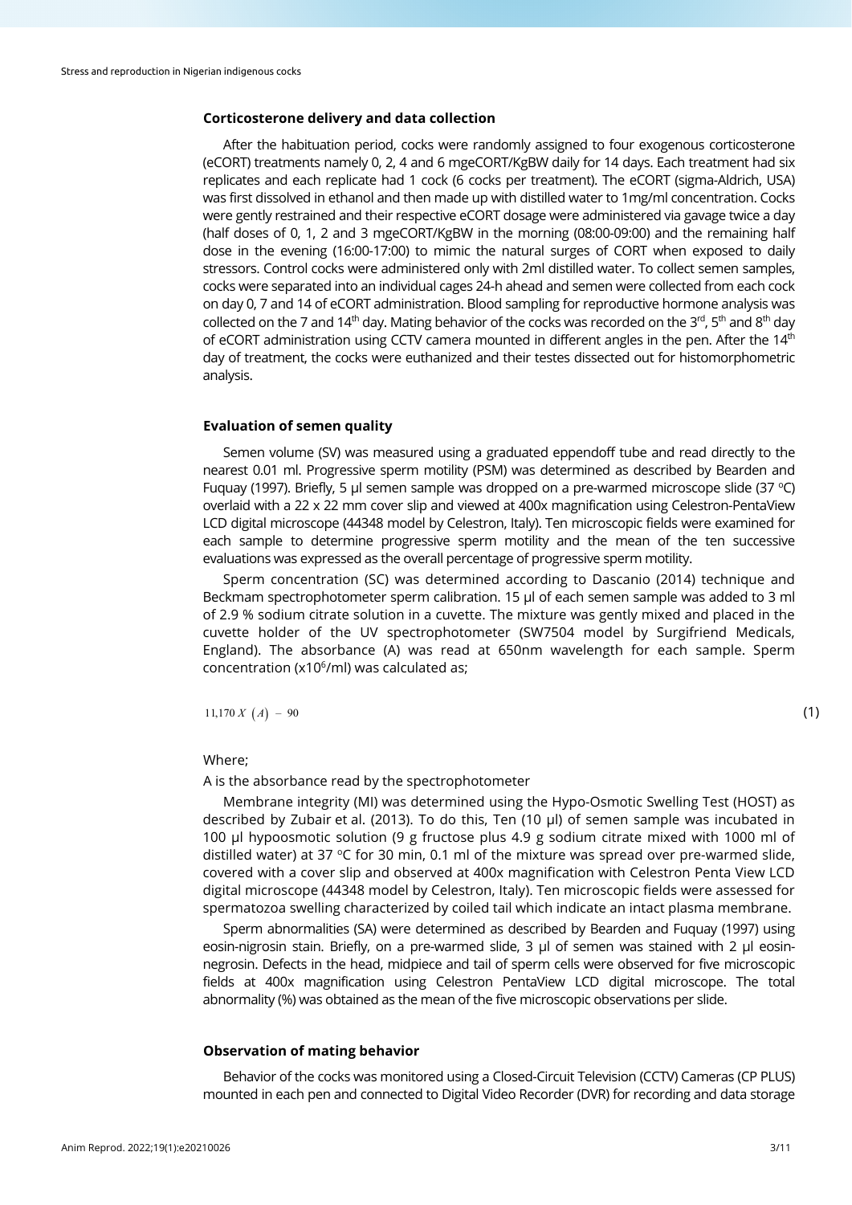### Corticosterone delivery and data collection

After the habituation period, cocks were randomly assigned to four exogenous corticosterone (eCORT) treatments namely 0, 2, 4 and 6 mgeCORT/KgBW daily for 14 days. Each treatment had six replicates and each replicate had 1 cock (6 cocks per treatment). The eCORT (sigma-Aldrich, USA) was first dissolved in ethanol and then made up with distilled water to 1mg/ml concentration. Cocks were gently restrained and their respective eCORT dosage were administered via gavage twice a day (half doses of 0, 1, 2 and 3 mgeCORT/KgBW in the morning (08:00-09:00) and the remaining half dose in the evening (16:00-17:00) to mimic the natural surges of CORT when exposed to daily stressors. Control cocks were administered only with 2ml distilled water. To collect semen samples, cocks were separated into an individual cages 24-h ahead and semen were collected from each cock on day 0, 7 and 14 of eCORT administration. Blood sampling for reproductive hormone analysis was collected on the 7 and 14th day. Mating behavior of the cocks was recorded on the 3rd, 5th and 8th day of eCORT administration using CCTV camera mounted in different angles in the pen. After the 14th day of treatment, the cocks were euthanized and their testes dissected out for histomorphometric analysis.

### Evaluation of semen quality

Semen volume (SV) was measured using a graduated eppendoff tube and read directly to the nearest 0.01 ml. Progressive sperm motility (PSM) was determined as described by Bearden and Fuquay (1997). Briefly, 5 µl semen sample was dropped on a pre-warmed microscope slide (37 °C) overlaid with a 22 x 22 mm cover slip and viewed at 400x magnification using Celestron-PentaView LCD digital microscope (44348 model by Celestron, Italy). Ten microscopic fields were examined for each sample to determine progressive sperm motility and the mean of the ten successive evaluations was expressed as the overall percentage of progressive sperm motility.

Sperm concentration (SC) was determined according to Dascanio (2014) technique and Beckmam spectrophotometer sperm calibration. 15 µl of each semen sample was added to 3 ml of 2.9 % sodium citrate solution in a cuvette. The mixture was gently mixed and placed in the cuvette holder of the UV spectrophotometer (SW7504 model by Surgifriend Medicals, England). The absorbance (A) was read at 650nm wavelength for each sample. Sperm concentration ($x10^6$/ml) was calculated as;

$$11{,}170\,X\,(A)\;-\;90 \quad (1)$$

Where;

A is the absorbance read by the spectrophotometer

Membrane integrity (MI) was determined using the Hypo-Osmotic Swelling Test (HOST) as described by Zubair et al. (2013). To do this, Ten (10 µl) of semen sample was incubated in 100 µl hypoosmotic solution (9 g fructose plus 4.9 g sodium citrate mixed with 1000 ml of distilled water) at 37 °C for 30 min, 0.1 ml of the mixture was spread over pre-warmed slide, covered with a cover slip and observed at 400x magnification with Celestron Penta View LCD digital microscope (44348 model by Celestron, Italy). Ten microscopic fields were assessed for spermatozoa swelling characterized by coiled tail which indicate an intact plasma membrane.

Sperm abnormalities (SA) were determined as described by Bearden and Fuquay (1997) using eosin-nigrosin stain. Briefly, on a pre-warmed slide, 3 µl of semen was stained with 2 µl eosin-negrosin. Defects in the head, midpiece and tail of sperm cells were observed for five microscopic fields at 400x magnification using Celestron PentaView LCD digital microscope. The total abnormality (%) was obtained as the mean of the five microscopic observations per slide.

### Observation of mating behavior

Behavior of the cocks was monitored using a Closed-Circuit Television (CCTV) Cameras (CP PLUS) mounted in each pen and connected to Digital Video Recorder (DVR) for recording and data storage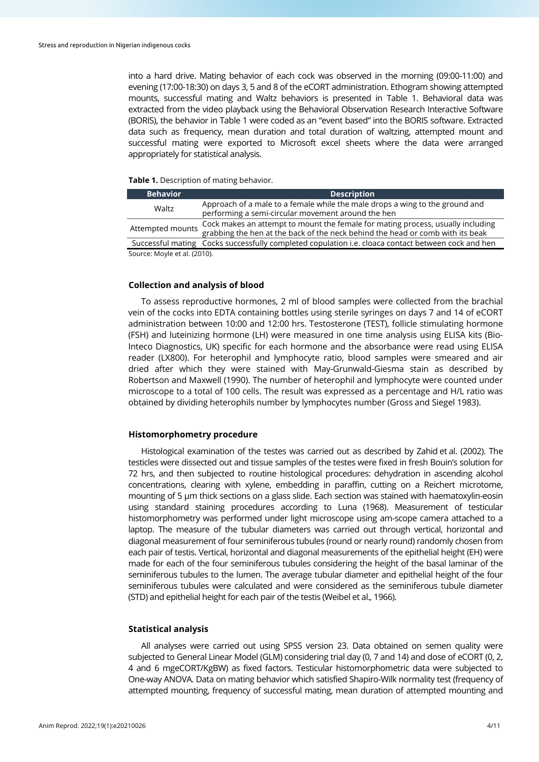into a hard drive. Mating behavior of each cock was observed in the morning (09:00-11:00) and evening (17:00-18:30) on days 3, 5 and 8 of the eCORT administration. Ethogram showing attempted mounts, successful mating and Waltz behaviors is presented in Table 1. Behavioral data was extracted from the video playback using the Behavioral Observation Research Interactive Software (BORIS), the behavior in Table 1 were coded as an "event based" into the BORIS software. Extracted data such as frequency, mean duration and total duration of waltzing, attempted mount and successful mating were exported to Microsoft excel sheets where the data were arranged appropriately for statistical analysis.

**Table 1.** Description of mating behavior.

| Behavior | Description |
|---|---|
| Waltz | Approach of a male to a female while the male drops a wing to the ground and performing a semi-circular movement around the hen |
| Attempted mounts | Cock makes an attempt to mount the female for mating process, usually including grabbing the hen at the back of the neck behind the head or comb with its beak |
| Successful mating | Cocks successfully completed copulation i.e. cloaca contact between cock and hen |

Source: Moyle et al. (2010).

### Collection and analysis of blood

To assess reproductive hormones, 2 ml of blood samples were collected from the brachial vein of the cocks into EDTA containing bottles using sterile syringes on days 7 and 14 of eCORT administration between 10:00 and 12:00 hrs. Testosterone (TEST), follicle stimulating hormone (FSH) and luteinizing hormone (LH) were measured in one time analysis using ELISA kits (Bio-Inteco Diagnostics, UK) specific for each hormone and the absorbance were read using ELISA reader (LX800). For heterophil and lymphocyte ratio, blood samples were smeared and air dried after which they were stained with May-Grunwald-Giesma stain as described by Robertson and Maxwell (1990). The number of heterophil and lymphocyte were counted under microscope to a total of 100 cells. The result was expressed as a percentage and H/L ratio was obtained by dividing heterophils number by lymphocytes number (Gross and Siegel 1983).

### Histomorphometry procedure

Histological examination of the testes was carried out as described by Zahid et al. (2002). The testicles were dissected out and tissue samples of the testes were fixed in fresh Bouin's solution for 72 hrs, and then subjected to routine histological procedures: dehydration in ascending alcohol concentrations, clearing with xylene, embedding in paraffin, cutting on a Reichert microtome, mounting of 5 µm thick sections on a glass slide. Each section was stained with haematoxylin-eosin using standard staining procedures according to Luna (1968). Measurement of testicular histomorphometry was performed under light microscope using am-scope camera attached to a laptop. The measure of the tubular diameters was carried out through vertical, horizontal and diagonal measurement of four seminiferous tubules (round or nearly round) randomly chosen from each pair of testis. Vertical, horizontal and diagonal measurements of the epithelial height (EH) were made for each of the four seminiferous tubules considering the height of the basal laminar of the seminiferous tubules to the lumen. The average tubular diameter and epithelial height of the four seminiferous tubules were calculated and were considered as the seminiferous tubule diameter (STD) and epithelial height for each pair of the testis (Weibel et al., 1966).

### Statistical analysis

All analyses were carried out using SPSS version 23. Data obtained on semen quality were subjected to General Linear Model (GLM) considering trial day (0, 7 and 14) and dose of eCORT (0, 2, 4 and 6 mgeCORT/KgBW) as fixed factors. Testicular histomorphometric data were subjected to One-way ANOVA. Data on mating behavior which satisfied Shapiro-Wilk normality test (frequency of attempted mounting, frequency of successful mating, mean duration of attempted mounting and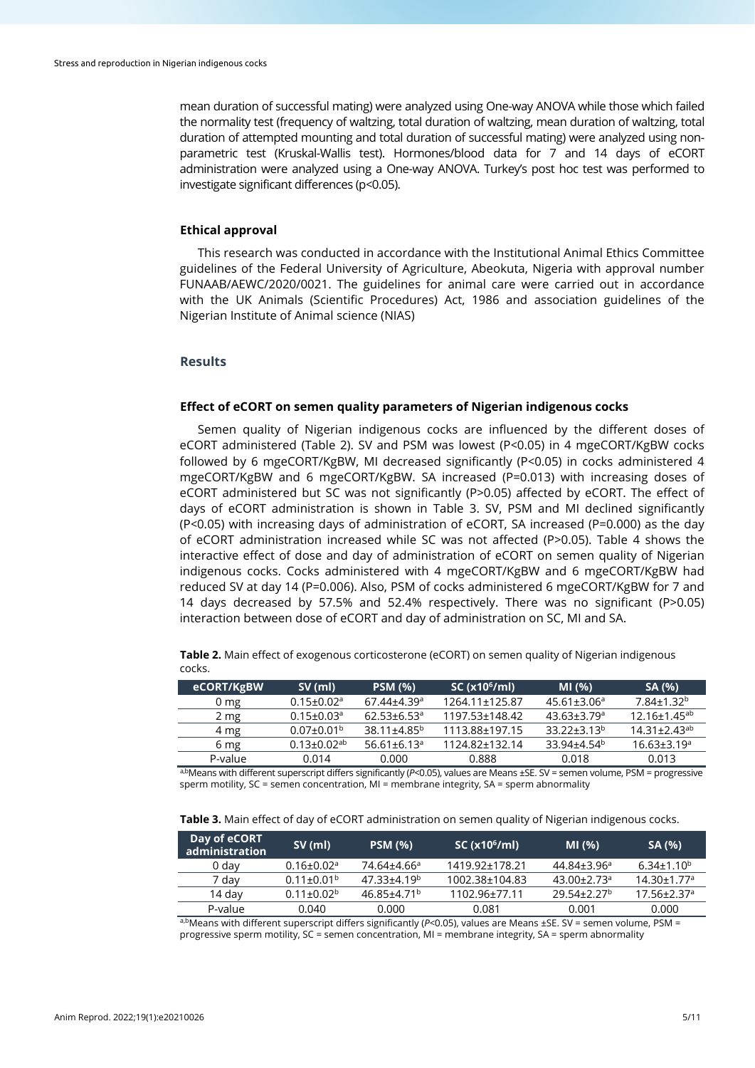mean duration of successful mating) were analyzed using One-way ANOVA while those which failed the normality test (frequency of waltzing, total duration of waltzing, mean duration of waltzing, total duration of attempted mounting and total duration of successful mating) were analyzed using non-parametric test (Kruskal-Wallis test). Hormones/blood data for 7 and 14 days of eCORT administration were analyzed using a One-way ANOVA. Turkey's post hoc test was performed to investigate significant differences (p<0.05).

### Ethical approval

This research was conducted in accordance with the Institutional Animal Ethics Committee guidelines of the Federal University of Agriculture, Abeokuta, Nigeria with approval number FUNAAB/AEWC/2020/0021. The guidelines for animal care were carried out in accordance with the UK Animals (Scientific Procedures) Act, 1986 and association guidelines of the Nigerian Institute of Animal science (NIAS)

## Results

### Effect of eCORT on semen quality parameters of Nigerian indigenous cocks

Semen quality of Nigerian indigenous cocks are influenced by the different doses of eCORT administered (Table 2). SV and PSM was lowest (P<0.05) in 4 mgeCORT/KgBW cocks followed by 6 mgeCORT/KgBW, MI decreased significantly (P<0.05) in cocks administered 4 mgeCORT/KgBW and 6 mgeCORT/KgBW. SA increased (P=0.013) with increasing doses of eCORT administered but SC was not significantly (P>0.05) affected by eCORT. The effect of days of eCORT administration is shown in Table 3. SV, PSM and MI declined significantly (P<0.05) with increasing days of administration of eCORT, SA increased (P=0.000) as the day of eCORT administration increased while SC was not affected (P>0.05). Table 4 shows the interactive effect of dose and day of administration of eCORT on semen quality of Nigerian indigenous cocks. Cocks administered with 4 mgeCORT/KgBW and 6 mgeCORT/KgBW had reduced SV at day 14 (P=0.006). Also, PSM of cocks administered 6 mgeCORT/KgBW for 7 and 14 days decreased by 57.5% and 52.4% respectively. There was no significant (P>0.05) interaction between dose of eCORT and day of administration on SC, MI and SA.

**Table 2.** Main effect of exogenous corticosterone (eCORT) on semen quality of Nigerian indigenous cocks.

| eCORT/KgBW | SV (ml) | PSM (%) | SC ($x10^6$/ml) | MI (%) | SA (%) |
|---|---|---|---|---|---|
| 0 mg | 0.15±0.02[a] | 67.44±4.39[a] | 1264.11±125.87 | 45.61±3.06[a] | 7.84±1.32[b] |
| 2 mg | 0.15±0.03[a] | 62.53±6.53[a] | 1197.53±148.42 | 43.63±3.79[a] | 12.16±1.45[ab] |
| 4 mg | 0.07±0.01[b] | 38.11±4.85[b] | 1113.88±197.15 | 33.22±3.13[b] | 14.31±2.43[ab] |
| 6 mg | 0.13±0.02[ab] | 56.61±6.13[a] | 1124.82±132.14 | 33.94±4.54[b] | 16.63±3.19[a] |
| P-value | 0.014 | 0.000 | 0.888 | 0.018 | 0.013 |

[a,b]Means with different superscript differs significantly (*P*<0.05), values are Means ±SE. SV = semen volume, PSM = progressive sperm motility, SC = semen concentration, MI = membrane integrity, SA = sperm abnormality

**Table 3.** Main effect of day of eCORT administration on semen quality of Nigerian indigenous cocks.

| Day of eCORT administration | SV (ml) | PSM (%) | SC ($x10^6$/ml) | MI (%) | SA (%) |
|---|---|---|---|---|---|
| 0 day | 0.16±0.02[a] | 74.64±4.66[a] | 1419.92±178.21 | 44.84±3.96[a] | 6.34±1.10[b] |
| 7 day | 0.11±0.01[b] | 47.33±4.19[b] | 1002.38±104.83 | 43.00±2.73[a] | 14.30±1.77[a] |
| 14 day | 0.11±0.02[b] | 46.85±4.71[b] | 1102.96±77.11 | 29.54±2.27[b] | 17.56±2.37[a] |
| P-value | 0.040 | 0.000 | 0.081 | 0.001 | 0.000 |

[a,b]Means with different superscript differs significantly (*P*<0.05), values are Means ±SE. SV = semen volume, PSM = progressive sperm motility, SC = semen concentration, MI = membrane integrity, SA = sperm abnormality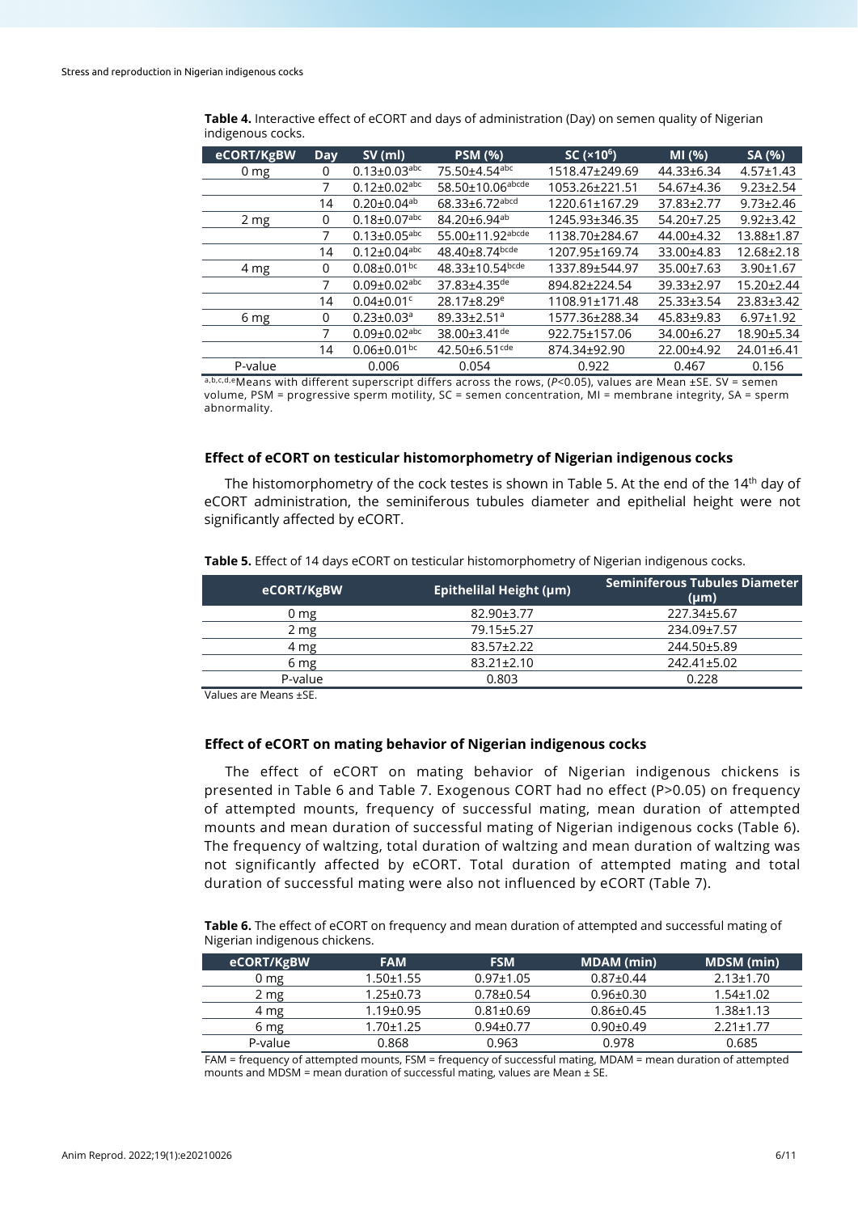**Table 4.** Interactive effect of eCORT and days of administration (Day) on semen quality of Nigerian indigenous cocks.

| eCORT/KgBW | Day | SV (ml) | PSM (%) | SC ($\times 10^6$) | MI (%) | SA (%) |
|---|---|---|---|---|---|---|
| 0 mg | 0 | 0.13±0.03[abc] | 75.50±4.54[abc] | 1518.47±249.69 | 44.33±6.34 | 4.57±1.43 |
| | 7 | 0.12±0.02[abc] | 58.50±10.06[abcde] | 1053.26±221.51 | 54.67±4.36 | 9.23±2.54 |
| | 14 | 0.20±0.04[ab] | 68.33±6.72[abcd] | 1220.61±167.29 | 37.83±2.77 | 9.73±2.46 |
| 2 mg | 0 | 0.18±0.07[abc] | 84.20±6.94[ab] | 1245.93±346.35 | 54.20±7.25 | 9.92±3.42 |
| | 7 | 0.13±0.05[abc] | 55.00±11.92[abcde] | 1138.70±284.67 | 44.00±4.32 | 13.88±1.87 |
| | 14 | 0.12±0.04[abc] | 48.40±8.74[bcde] | 1207.95±169.74 | 33.00±4.83 | 12.68±2.18 |
| 4 mg | 0 | 0.08±0.01[bc] | 48.33±10.54[bcde] | 1337.89±544.97 | 35.00±7.63 | 3.90±1.67 |
| | 7 | 0.09±0.02[abc] | 37.83±4.35[de] | 894.82±224.54 | 39.33±2.97 | 15.20±2.44 |
| | 14 | 0.04±0.01[c] | 28.17±8.29[e] | 1108.91±171.48 | 25.33±3.54 | 23.83±3.42 |
| 6 mg | 0 | 0.23±0.03[a] | 89.33±2.51[a] | 1577.36±288.34 | 45.83±9.83 | 6.97±1.92 |
| | 7 | 0.09±0.02[abc] | 38.00±3.41[de] | 922.75±157.06 | 34.00±6.27 | 18.90±5.34 |
| | 14 | 0.06±0.01[bc] | 42.50±6.51[cde] | 874.34±92.90 | 22.00±4.92 | 24.01±6.41 |
| P-value | | 0.006 | 0.054 | 0.922 | 0.467 | 0.156 |

[a,b,c,d,e]Means with different superscript differs across the rows, ($P<0.05$), values are Mean ±SE. SV = semen volume, PSM = progressive sperm motility, SC = semen concentration, MI = membrane integrity, SA = sperm abnormality.

### Effect of eCORT on testicular histomorphometry of Nigerian indigenous cocks

The histomorphometry of the cock testes is shown in Table 5. At the end of the 14th day of eCORT administration, the seminiferous tubules diameter and epithelial height were not significantly affected by eCORT.

**Table 5.** Effect of 14 days eCORT on testicular histomorphometry of Nigerian indigenous cocks.

| eCORT/KgBW | Epithelilal Height (µm) | Seminiferous Tubules Diameter (µm) |
|---|---|---|
| 0 mg | 82.90±3.77 | 227.34±5.67 |
| 2 mg | 79.15±5.27 | 234.09±7.57 |
| 4 mg | 83.57±2.22 | 244.50±5.89 |
| 6 mg | 83.21±2.10 | 242.41±5.02 |
| P-value | 0.803 | 0.228 |

Values are Means ±SE.

### Effect of eCORT on mating behavior of Nigerian indigenous cocks

The effect of eCORT on mating behavior of Nigerian indigenous chickens is presented in Table 6 and Table 7. Exogenous CORT had no effect (P>0.05) on frequency of attempted mounts, frequency of successful mating, mean duration of attempted mounts and mean duration of successful mating of Nigerian indigenous cocks (Table 6). The frequency of waltzing, total duration of waltzing and mean duration of waltzing was not significantly affected by eCORT. Total duration of attempted mating and total duration of successful mating were also not influenced by eCORT (Table 7).

**Table 6.** The effect of eCORT on frequency and mean duration of attempted and successful mating of Nigerian indigenous chickens.

| eCORT/KgBW | FAM | FSM | MDAM (min) | MDSM (min) |
|---|---|---|---|---|
| 0 mg | 1.50±1.55 | 0.97±1.05 | 0.87±0.44 | 2.13±1.70 |
| 2 mg | 1.25±0.73 | 0.78±0.54 | 0.96±0.30 | 1.54±1.02 |
| 4 mg | 1.19±0.95 | 0.81±0.69 | 0.86±0.45 | 1.38±1.13 |
| 6 mg | 1.70±1.25 | 0.94±0.77 | 0.90±0.49 | 2.21±1.77 |
| P-value | 0.868 | 0.963 | 0.978 | 0.685 |

FAM = frequency of attempted mounts, FSM = frequency of successful mating, MDAM = mean duration of attempted mounts and MDSM = mean duration of successful mating, values are Mean ± SE.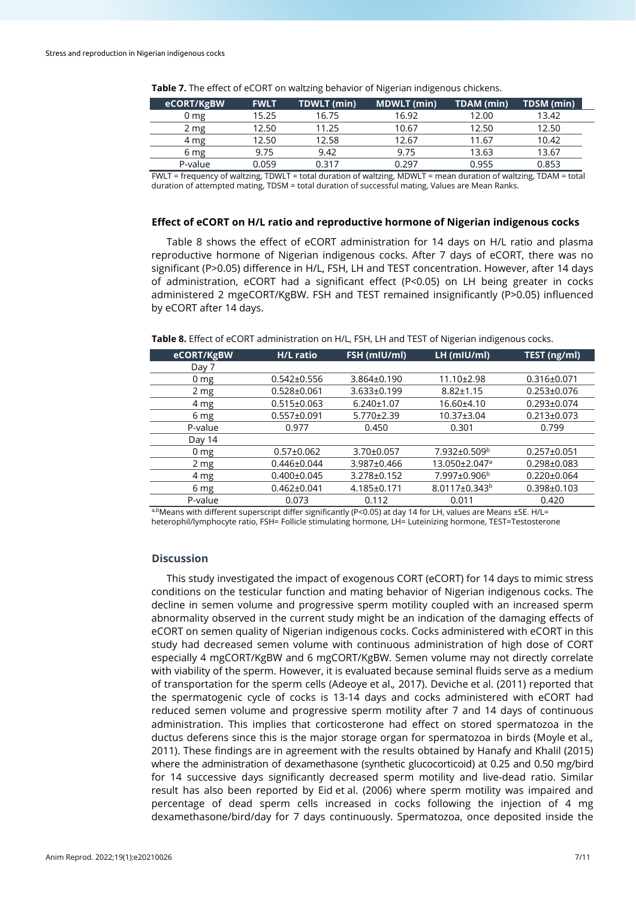**Table 7.** The effect of eCORT on waltzing behavior of Nigerian indigenous chickens.

| eCORT/KgBW | FWLT | TDWLT (min) | MDWLT (min) | TDAM (min) | TDSM (min) |
|---|---|---|---|---|---|
| 0 mg | 15.25 | 16.75 | 16.92 | 12.00 | 13.42 |
| 2 mg | 12.50 | 11.25 | 10.67 | 12.50 | 12.50 |
| 4 mg | 12.50 | 12.58 | 12.67 | 11.67 | 10.42 |
| 6 mg | 9.75 | 9.42 | 9.75 | 13.63 | 13.67 |
| P-value | 0.059 | 0.317 | 0.297 | 0.955 | 0.853 |

FWLT = frequency of waltzing, TDWLT = total duration of waltzing, MDWLT = mean duration of waltzing, TDAM = total duration of attempted mating, TDSM = total duration of successful mating, Values are Mean Ranks.

### Effect of eCORT on H/L ratio and reproductive hormone of Nigerian indigenous cocks

Table 8 shows the effect of eCORT administration for 14 days on H/L ratio and plasma reproductive hormone of Nigerian indigenous cocks. After 7 days of eCORT, there was no significant (P>0.05) difference in H/L, FSH, LH and TEST concentration. However, after 14 days of administration, eCORT had a significant effect (P<0.05) on LH being greater in cocks administered 2 mgeCORT/KgBW. FSH and TEST remained insignificantly (P>0.05) influenced by eCORT after 14 days.

**Table 8.** Effect of eCORT administration on H/L, FSH, LH and TEST of Nigerian indigenous cocks.

| eCORT/KgBW | H/L ratio | FSH (mIU/ml) | LH (mIU/ml) | TEST (ng/ml) |
|---|---|---|---|---|
| Day 7 | | | | |
| 0 mg | 0.542±0.556 | 3.864±0.190 | 11.10±2.98 | 0.316±0.071 |
| 2 mg | 0.528±0.061 | 3.633±0.199 | 8.82±1.15 | 0.253±0.076 |
| 4 mg | 0.515±0.063 | 6.240±1.07 | 16.60±4.10 | 0.293±0.074 |
| 6 mg | 0.557±0.091 | 5.770±2.39 | 10.37±3.04 | 0.213±0.073 |
| P-value | 0.977 | 0.450 | 0.301 | 0.799 |
| Day 14 | | | | |
| 0 mg | 0.57±0.062 | 3.70±0.057 | 7.932±0.509[b] | 0.257±0.051 |
| 2 mg | 0.446±0.044 | 3.987±0.466 | 13.050±2.047[a] | 0.298±0.083 |
| 4 mg | 0.400±0.045 | 3.278±0.152 | 7.997±0.906[b] | 0.220±0.064 |
| 6 mg | 0.462±0.041 | 4.185±0.171 | 8.0117±0.343[b] | 0.398±0.103 |
| P-value | 0.073 | 0.112 | 0.011 | 0.420 |

[a,b]Means with different superscript differ significantly (P<0.05) at day 14 for LH, values are Means ±SE. H/L= heterophil/lymphocyte ratio, FSH= Follicle stimulating hormone, LH= Luteinizing hormone, TEST=Testosterone

## Discussion

This study investigated the impact of exogenous CORT (eCORT) for 14 days to mimic stress conditions on the testicular function and mating behavior of Nigerian indigenous cocks. The decline in semen volume and progressive sperm motility coupled with an increased sperm abnormality observed in the current study might be an indication of the damaging effects of eCORT on semen quality of Nigerian indigenous cocks. Cocks administered with eCORT in this study had decreased semen volume with continuous administration of high dose of CORT especially 4 mgCORT/KgBW and 6 mgCORT/KgBW. Semen volume may not directly correlate with viability of the sperm. However, it is evaluated because seminal fluids serve as a medium of transportation for the sperm cells (Adeoye et al*.,* 2017). Deviche et al. (2011) reported that the spermatogenic cycle of cocks is 13-14 days and cocks administered with eCORT had reduced semen volume and progressive sperm motility after 7 and 14 days of continuous administration. This implies that corticosterone had effect on stored spermatozoa in the ductus deferens since this is the major storage organ for spermatozoa in birds (Moyle et al*.,* 2011). These findings are in agreement with the results obtained by Hanafy and Khalil (2015) where the administration of dexamethasone (synthetic glucocorticoid) at 0.25 and 0.50 mg/bird for 14 successive days significantly decreased sperm motility and live-dead ratio. Similar result has also been reported by Eid et al. (2006) where sperm motility was impaired and percentage of dead sperm cells increased in cocks following the injection of 4 mg dexamethasone/bird/day for 7 days continuously. Spermatozoa, once deposited inside the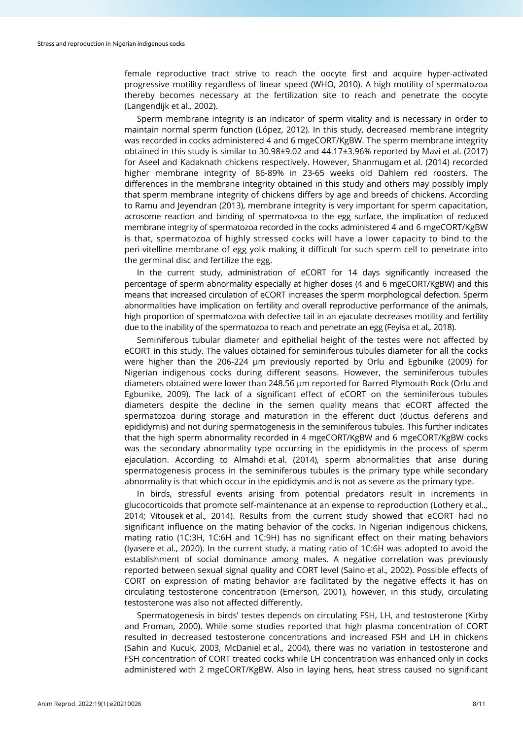female reproductive tract strive to reach the oocyte first and acquire hyper-activated progressive motility regardless of linear speed (WHO, 2010). A high motility of spermatozoa thereby becomes necessary at the fertilization site to reach and penetrate the oocyte (Langendijk et al., 2002).

Sperm membrane integrity is an indicator of sperm vitality and is necessary in order to maintain normal sperm function (López, 2012). In this study, decreased membrane integrity was recorded in cocks administered 4 and 6 mgeCORT/KgBW. The sperm membrane integrity obtained in this study is similar to 30.98±9.02 and 44.17±3.96% reported by Mavi et al. (2017) for Aseel and Kadaknath chickens respectively. However, Shanmugam et al. (2014) recorded higher membrane integrity of 86-89% in 23-65 weeks old Dahlem red roosters. The differences in the membrane integrity obtained in this study and others may possibly imply that sperm membrane integrity of chickens differs by age and breeds of chickens. According to Ramu and Jeyendran (2013), membrane integrity is very important for sperm capacitation, acrosome reaction and binding of spermatozoa to the egg surface, the implication of reduced membrane integrity of spermatozoa recorded in the cocks administered 4 and 6 mgeCORT/KgBW is that, spermatozoa of highly stressed cocks will have a lower capacity to bind to the peri-vitelline membrane of egg yolk making it difficult for such sperm cell to penetrate into the germinal disc and fertilize the egg.

In the current study, administration of eCORT for 14 days significantly increased the percentage of sperm abnormality especially at higher doses (4 and 6 mgeCORT/KgBW) and this means that increased circulation of eCORT increases the sperm morphological defection. Sperm abnormalities have implication on fertility and overall reproductive performance of the animals, high proportion of spermatozoa with defective tail in an ejaculate decreases motility and fertility due to the inability of the spermatozoa to reach and penetrate an egg (Feyisa et al., 2018).

Seminiferous tubular diameter and epithelial height of the testes were not affected by eCORT in this study. The values obtained for seminiferous tubules diameter for all the cocks were higher than the 206-224 μm previously reported by Orlu and Egbunike (2009) for Nigerian indigenous cocks during different seasons. However, the seminiferous tubules diameters obtained were lower than 248.56 μm reported for Barred Plymouth Rock (Orlu and Egbunike, 2009). The lack of a significant effect of eCORT on the seminiferous tubules diameters despite the decline in the semen quality means that eCORT affected the spermatozoa during storage and maturation in the efferent duct (ductus deferens and epididymis) and not during spermatogenesis in the seminiferous tubules. This further indicates that the high sperm abnormality recorded in 4 mgeCORT/KgBW and 6 mgeCORT/KgBW cocks was the secondary abnormality type occurring in the epididymis in the process of sperm ejaculation. According to Almahdi et al. (2014), sperm abnormalities that arise during spermatogenesis process in the seminiferous tubules is the primary type while secondary abnormality is that which occur in the epididymis and is not as severe as the primary type.

In birds, stressful events arising from potential predators result in increments in glucocorticoids that promote self-maintenance at an expense to reproduction (Lothery et al.., 2014; Vitousek et al., 2014). Results from the current study showed that eCORT had no significant influence on the mating behavior of the cocks. In Nigerian indigenous chickens, mating ratio (1C:3H, 1C:6H and 1C:9H) has no significant effect on their mating behaviors (Iyasere et al., 2020). In the current study, a mating ratio of 1C:6H was adopted to avoid the establishment of social dominance among males. A negative correlation was previously reported between sexual signal quality and CORT level (Saino et al., 2002). Possible effects of CORT on expression of mating behavior are facilitated by the negative effects it has on circulating testosterone concentration (Emerson, 2001), however, in this study, circulating testosterone was also not affected differently.

Spermatogenesis in birds' testes depends on circulating FSH, LH, and testosterone (Kirby and Froman, 2000). While some studies reported that high plasma concentration of CORT resulted in decreased testosterone concentrations and increased FSH and LH in chickens (Sahin and Kucuk, 2003, McDaniel et al., 2004), there was no variation in testosterone and FSH concentration of CORT treated cocks while LH concentration was enhanced only in cocks administered with 2 mgeCORT/KgBW. Also in laying hens, heat stress caused no significant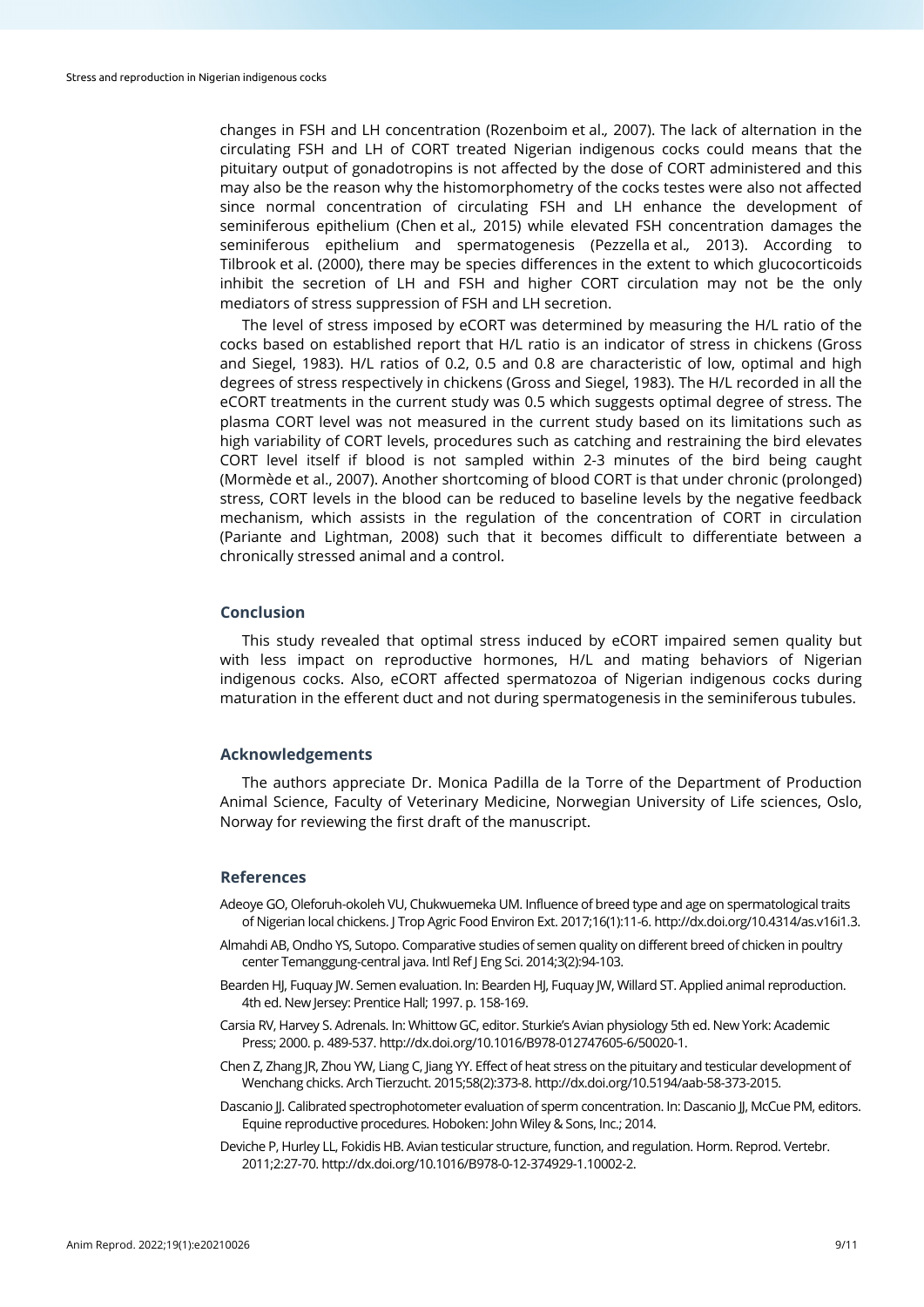changes in FSH and LH concentration (Rozenboim et al., 2007). The lack of alternation in the circulating FSH and LH of CORT treated Nigerian indigenous cocks could means that the pituitary output of gonadotropins is not affected by the dose of CORT administered and this may also be the reason why the histomorphometry of the cocks testes were also not affected since normal concentration of circulating FSH and LH enhance the development of seminiferous epithelium (Chen et al., 2015) while elevated FSH concentration damages the seminiferous epithelium and spermatogenesis (Pezzella et al., 2013). According to Tilbrook et al. (2000), there may be species differences in the extent to which glucocorticoids inhibit the secretion of LH and FSH and higher CORT circulation may not be the only mediators of stress suppression of FSH and LH secretion.

The level of stress imposed by eCORT was determined by measuring the H/L ratio of the cocks based on established report that H/L ratio is an indicator of stress in chickens (Gross and Siegel, 1983). H/L ratios of 0.2, 0.5 and 0.8 are characteristic of low, optimal and high degrees of stress respectively in chickens (Gross and Siegel, 1983). The H/L recorded in all the eCORT treatments in the current study was 0.5 which suggests optimal degree of stress. The plasma CORT level was not measured in the current study based on its limitations such as high variability of CORT levels, procedures such as catching and restraining the bird elevates CORT level itself if blood is not sampled within 2-3 minutes of the bird being caught (Mormède et al., 2007). Another shortcoming of blood CORT is that under chronic (prolonged) stress, CORT levels in the blood can be reduced to baseline levels by the negative feedback mechanism, which assists in the regulation of the concentration of CORT in circulation (Pariante and Lightman, 2008) such that it becomes difficult to differentiate between a chronically stressed animal and a control.

## Conclusion

This study revealed that optimal stress induced by eCORT impaired semen quality but with less impact on reproductive hormones, H/L and mating behaviors of Nigerian indigenous cocks. Also, eCORT affected spermatozoa of Nigerian indigenous cocks during maturation in the efferent duct and not during spermatogenesis in the seminiferous tubules.

## Acknowledgements

The authors appreciate Dr. Monica Padilla de la Torre of the Department of Production Animal Science, Faculty of Veterinary Medicine, Norwegian University of Life sciences, Oslo, Norway for reviewing the first draft of the manuscript.

## References

Adeoye GO, Oleforuh-okoleh VU, Chukwuemeka UM. Influence of breed type and age on spermatological traits of Nigerian local chickens. J Trop Agric Food Environ Ext. 2017;16(1):11-6. http://dx.doi.org/10.4314/as.v16i1.3.

Almahdi AB, Ondho YS, Sutopo. Comparative studies of semen quality on different breed of chicken in poultry center Temanggung-central java. Intl Ref J Eng Sci. 2014;3(2):94-103.

Bearden HJ, Fuquay JW. Semen evaluation. In: Bearden HJ, Fuquay JW, Willard ST. Applied animal reproduction. 4th ed. New Jersey: Prentice Hall; 1997. p. 158-169.

Carsia RV, Harvey S. Adrenals. In: Whittow GC, editor. Sturkie's Avian physiology 5th ed. New York: Academic Press; 2000. p. 489-537. http://dx.doi.org/10.1016/B978-012747605-6/50020-1.

Chen Z, Zhang JR, Zhou YW, Liang C, Jiang YY. Effect of heat stress on the pituitary and testicular development of Wenchang chicks. Arch Tierzucht. 2015;58(2):373-8. http://dx.doi.org/10.5194/aab-58-373-2015.

Dascanio JJ. Calibrated spectrophotometer evaluation of sperm concentration. In: Dascanio JJ, McCue PM, editors. Equine reproductive procedures. Hoboken: John Wiley & Sons, Inc.; 2014.

Deviche P, Hurley LL, Fokidis HB. Avian testicular structure, function, and regulation. Horm. Reprod. Vertebr. 2011;2:27-70. http://dx.doi.org/10.1016/B978-0-12-374929-1.10002-2.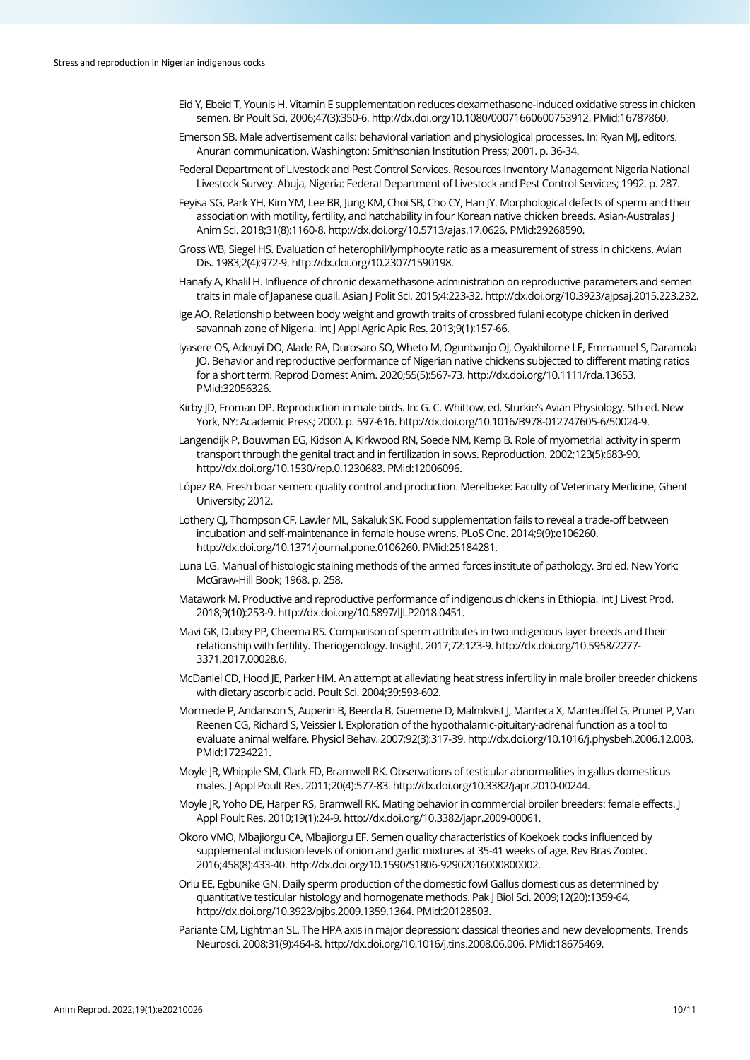Eid Y, Ebeid T, Younis H. Vitamin E supplementation reduces dexamethasone-induced oxidative stress in chicken semen. Br Poult Sci. 2006;47(3):350-6. http://dx.doi.org/10.1080/00071660600753912. PMid:16787860.

Emerson SB. Male advertisement calls: behavioral variation and physiological processes. In: Ryan MJ, editors. Anuran communication. Washington: Smithsonian Institution Press; 2001. p. 36-34.

Federal Department of Livestock and Pest Control Services. Resources Inventory Management Nigeria National Livestock Survey. Abuja, Nigeria: Federal Department of Livestock and Pest Control Services; 1992. p. 287.

Feyisa SG, Park YH, Kim YM, Lee BR, Jung KM, Choi SB, Cho CY, Han JY. Morphological defects of sperm and their association with motility, fertility, and hatchability in four Korean native chicken breeds. Asian-Australas J Anim Sci. 2018;31(8):1160-8. http://dx.doi.org/10.5713/ajas.17.0626. PMid:29268590.

Gross WB, Siegel HS. Evaluation of heterophil/lymphocyte ratio as a measurement of stress in chickens. Avian Dis. 1983;2(4):972-9. http://dx.doi.org/10.2307/1590198.

Hanafy A, Khalil H. Influence of chronic dexamethasone administration on reproductive parameters and semen traits in male of Japanese quail. Asian J Polit Sci. 2015;4:223-32. http://dx.doi.org/10.3923/ajpsaj.2015.223.232.

Ige AO. Relationship between body weight and growth traits of crossbred fulani ecotype chicken in derived savannah zone of Nigeria. Int J Appl Agric Apic Res. 2013;9(1):157-66.

Iyasere OS, Adeuyi DO, Alade RA, Durosaro SO, Wheto M, Ogunbanjo OJ, Oyakhilome LE, Emmanuel S, Daramola JO. Behavior and reproductive performance of Nigerian native chickens subjected to different mating ratios for a short term. Reprod Domest Anim. 2020;55(5):567-73. http://dx.doi.org/10.1111/rda.13653. PMid:32056326.

Kirby JD, Froman DP. Reproduction in male birds. In: G. C. Whittow, ed. Sturkie's Avian Physiology. 5th ed. New York, NY: Academic Press; 2000. p. 597-616. http://dx.doi.org/10.1016/B978-012747605-6/50024-9.

Langendijk P, Bouwman EG, Kidson A, Kirkwood RN, Soede NM, Kemp B. Role of myometrial activity in sperm transport through the genital tract and in fertilization in sows. Reproduction. 2002;123(5):683-90. http://dx.doi.org/10.1530/rep.0.1230683. PMid:12006096.

López RA. Fresh boar semen: quality control and production. Merelbeke: Faculty of Veterinary Medicine, Ghent University; 2012.

Lothery CJ, Thompson CF, Lawler ML, Sakaluk SK. Food supplementation fails to reveal a trade-off between incubation and self-maintenance in female house wrens. PLoS One. 2014;9(9):e106260. http://dx.doi.org/10.1371/journal.pone.0106260. PMid:25184281.

Luna LG. Manual of histologic staining methods of the armed forces institute of pathology. 3rd ed. New York: McGraw-Hill Book; 1968. p. 258.

Matawork M. Productive and reproductive performance of indigenous chickens in Ethiopia. Int J Livest Prod. 2018;9(10):253-9. http://dx.doi.org/10.5897/IJLP2018.0451.

Mavi GK, Dubey PP, Cheema RS. Comparison of sperm attributes in two indigenous layer breeds and their relationship with fertility. Theriogenology. Insight. 2017;72:123-9. http://dx.doi.org/10.5958/2277-3371.2017.00028.6.

McDaniel CD, Hood JE, Parker HM. An attempt at alleviating heat stress infertility in male broiler breeder chickens with dietary ascorbic acid. Poult Sci. 2004;39:593-602.

Mormede P, Andanson S, Auperin B, Beerda B, Guemene D, Malmkvist J, Manteca X, Manteuffel G, Prunet P, Van Reenen CG, Richard S, Veissier I. Exploration of the hypothalamic-pituitary-adrenal function as a tool to evaluate animal welfare. Physiol Behav. 2007;92(3):317-39. http://dx.doi.org/10.1016/j.physbeh.2006.12.003. PMid:17234221.

Moyle JR, Whipple SM, Clark FD, Bramwell RK. Observations of testicular abnormalities in gallus domesticus males. J Appl Poult Res. 2011;20(4):577-83. http://dx.doi.org/10.3382/japr.2010-00244.

Moyle JR, Yoho DE, Harper RS, Bramwell RK. Mating behavior in commercial broiler breeders: female effects. J Appl Poult Res. 2010;19(1):24-9. http://dx.doi.org/10.3382/japr.2009-00061.

Okoro VMO, Mbajiorgu CA, Mbajiorgu EF. Semen quality characteristics of Koekoek cocks influenced by supplemental inclusion levels of onion and garlic mixtures at 35-41 weeks of age. Rev Bras Zootec. 2016;458(8):433-40. http://dx.doi.org/10.1590/S1806-92902016000800002.

Orlu EE, Egbunike GN. Daily sperm production of the domestic fowl Gallus domesticus as determined by quantitative testicular histology and homogenate methods. Pak J Biol Sci. 2009;12(20):1359-64. http://dx.doi.org/10.3923/pjbs.2009.1359.1364. PMid:20128503.

Pariante CM, Lightman SL. The HPA axis in major depression: classical theories and new developments. Trends Neurosci. 2008;31(9):464-8. http://dx.doi.org/10.1016/j.tins.2008.06.006. PMid:18675469.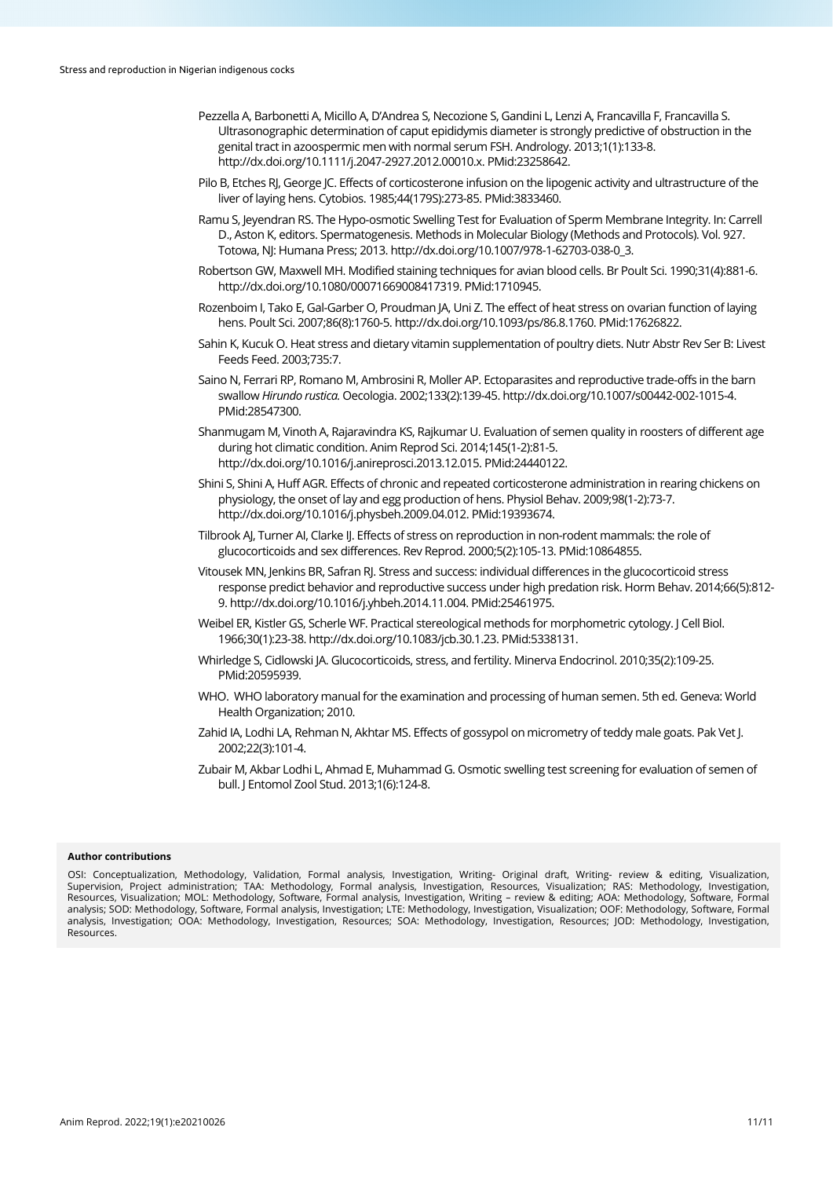Pezzella A, Barbonetti A, Micillo A, D'Andrea S, Necozione S, Gandini L, Lenzi A, Francavilla F, Francavilla S. Ultrasonographic determination of caput epididymis diameter is strongly predictive of obstruction in the genital tract in azoospermic men with normal serum FSH. Andrology. 2013;1(1):133-8. http://dx.doi.org/10.1111/j.2047-2927.2012.00010.x. PMid:23258642.

Pilo B, Etches RJ, George JC. Effects of corticosterone infusion on the lipogenic activity and ultrastructure of the liver of laying hens. Cytobios. 1985;44(179S):273-85. PMid:3833460.

Ramu S, Jeyendran RS. The Hypo-osmotic Swelling Test for Evaluation of Sperm Membrane Integrity. In: Carrell D., Aston K, editors. Spermatogenesis. Methods in Molecular Biology (Methods and Protocols). Vol. 927. Totowa, NJ: Humana Press; 2013. http://dx.doi.org/10.1007/978-1-62703-038-0_3.

Robertson GW, Maxwell MH. Modified staining techniques for avian blood cells. Br Poult Sci. 1990;31(4):881-6. http://dx.doi.org/10.1080/00071669008417319. PMid:1710945.

Rozenboim I, Tako E, Gal-Garber O, Proudman JA, Uni Z. The effect of heat stress on ovarian function of laying hens. Poult Sci. 2007;86(8):1760-5. http://dx.doi.org/10.1093/ps/86.8.1760. PMid:17626822.

Sahin K, Kucuk O. Heat stress and dietary vitamin supplementation of poultry diets. Nutr Abstr Rev Ser B: Livest Feeds Feed. 2003;735:7.

Saino N, Ferrari RP, Romano M, Ambrosini R, Moller AP. Ectoparasites and reproductive trade-offs in the barn swallow *Hirundo rustica.* Oecologia. 2002;133(2):139-45. http://dx.doi.org/10.1007/s00442-002-1015-4. PMid:28547300.

Shanmugam M, Vinoth A, Rajaravindra KS, Rajkumar U. Evaluation of semen quality in roosters of different age during hot climatic condition. Anim Reprod Sci. 2014;145(1-2):81-5. http://dx.doi.org/10.1016/j.anireprosci.2013.12.015. PMid:24440122.

Shini S, Shini A, Huff AGR. Effects of chronic and repeated corticosterone administration in rearing chickens on physiology, the onset of lay and egg production of hens. Physiol Behav. 2009;98(1-2):73-7. http://dx.doi.org/10.1016/j.physbeh.2009.04.012. PMid:19393674.

Tilbrook AJ, Turner AI, Clarke IJ. Effects of stress on reproduction in non-rodent mammals: the role of glucocorticoids and sex differences. Rev Reprod. 2000;5(2):105-13. PMid:10864855.

Vitousek MN, Jenkins BR, Safran RJ. Stress and success: individual differences in the glucocorticoid stress response predict behavior and reproductive success under high predation risk. Horm Behav. 2014;66(5):812-9. http://dx.doi.org/10.1016/j.yhbeh.2014.11.004. PMid:25461975.

Weibel ER, Kistler GS, Scherle WF. Practical stereological methods for morphometric cytology. J Cell Biol. 1966;30(1):23-38. http://dx.doi.org/10.1083/jcb.30.1.23. PMid:5338131.

Whirledge S, Cidlowski JA. Glucocorticoids, stress, and fertility. Minerva Endocrinol. 2010;35(2):109-25. PMid:20595939.

WHO. WHO laboratory manual for the examination and processing of human semen. 5th ed. Geneva: World Health Organization; 2010.

Zahid IA, Lodhi LA, Rehman N, Akhtar MS. Effects of gossypol on micrometry of teddy male goats. Pak Vet J. 2002;22(3):101-4.

Zubair M, Akbar Lodhi L, Ahmad E, Muhammad G. Osmotic swelling test screening for evaluation of semen of bull. J Entomol Zool Stud. 2013;1(6):124-8.

**Author contributions**

OSI: Conceptualization, Methodology, Validation, Formal analysis, Investigation, Writing- Original draft, Writing- review & editing, Visualization, Supervision, Project administration; TAA: Methodology, Formal analysis, Investigation, Resources, Visualization; RAS: Methodology, Investigation, Resources, Visualization; MOL: Methodology, Software, Formal analysis, Investigation, Writing – review & editing; AOA: Methodology, Software, Formal analysis; SOD: Methodology, Software, Formal analysis, Investigation; LTE: Methodology, Investigation, Visualization; OOF: Methodology, Software, Formal analysis, Investigation; OOA: Methodology, Investigation, Resources; SOA: Methodology, Investigation, Resources; JOD: Methodology, Investigation, Resources.